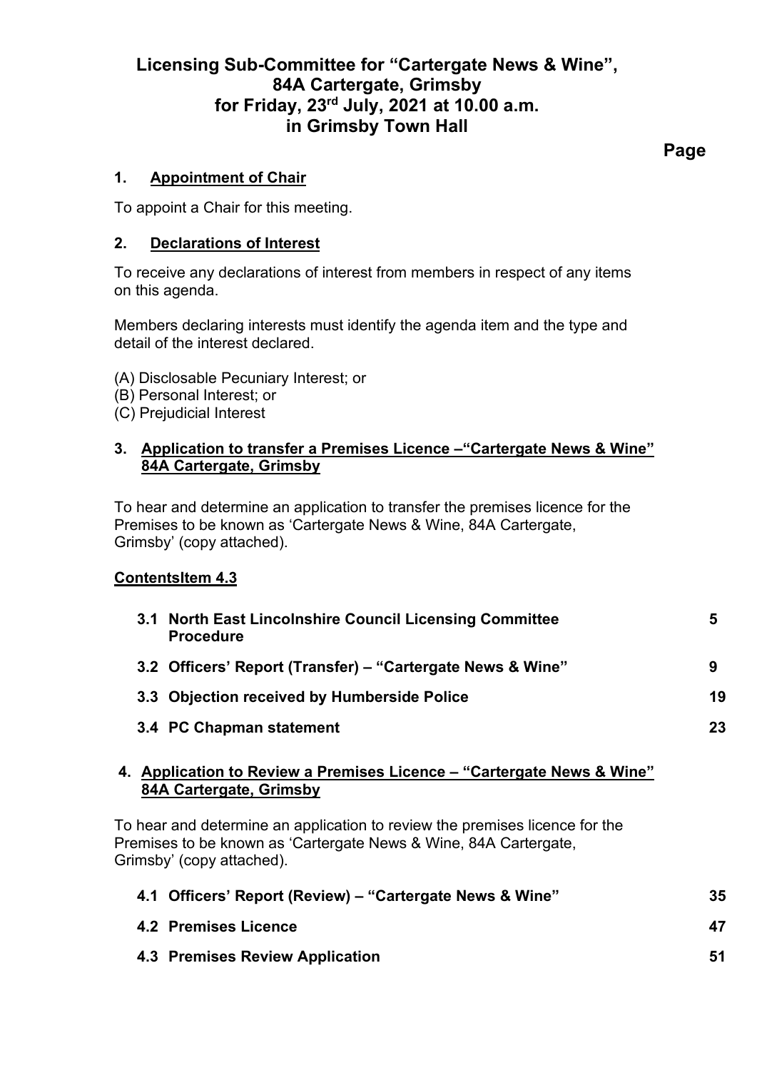# Licensing Sub-Committee for "Cartergate News & Wine", 84A Cartergate, Grimsby for Friday, 23rd July, 2021 at 10.00 a.m. in Grimsby Town Hall

**Page**

## 1. Appointment of Chair

To appoint a Chair for this meeting.

## 2. Declarations of Interest

To receive any declarations of interest from members in respect of any items on this agenda.

Members declaring interests must identify the agenda item and the type and detail of the interest declared.

(A) Disclosable Pecuniary Interest; or
(B) Personal Interest; or
(C) Prejudicial Interest

## 3. Application to transfer a Premises Licence –"Cartergate News & Wine" 84A Cartergate, Grimsby

To hear and determine an application to transfer the premises licence for the Premises to be known as 'Cartergate News & Wine, 84A Cartergate, Grimsby' (copy attached).

**ContentsItem 4.3**

| | | Page |
|---|---|---|
| **3.1** | **North East Lincolnshire Council Licensing Committee Procedure** | **5** |
| **3.2** | **Officers' Report (Transfer) – "Cartergate News & Wine"** | **9** |
| **3.3** | **Objection received by Humberside Police** | **19** |
| **3.4** | **PC Chapman statement** | **23** |

## 4. Application to Review a Premises Licence – "Cartergate News & Wine" 84A Cartergate, Grimsby

To hear and determine an application to review the premises licence for the Premises to be known as 'Cartergate News & Wine, 84A Cartergate, Grimsby' (copy attached).

| | | Page |
|---|---|---|
| **4.1** | **Officers' Report (Review) – "Cartergate News & Wine"** | **35** |
| **4.2** | **Premises Licence** | **47** |
| **4.3** | **Premises Review Application** | **51** |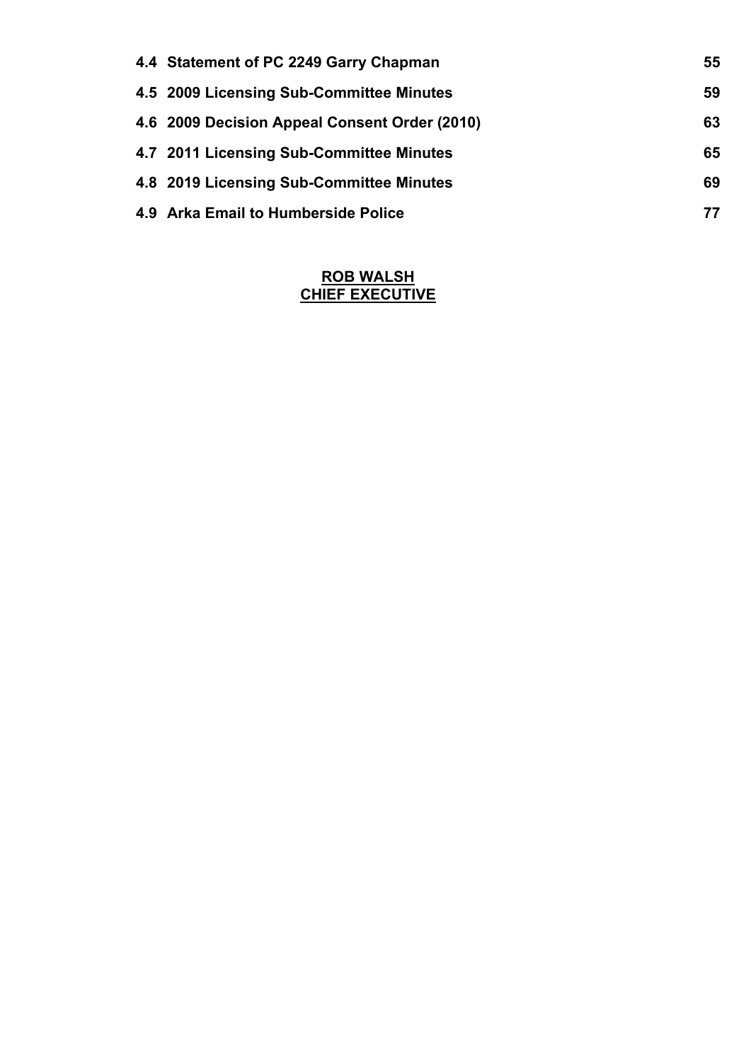| | | |
|---|---|---|
| **4.4** | **Statement of PC 2249 Garry Chapman** | **55** |
| **4.5** | **2009 Licensing Sub-Committee Minutes** | **59** |
| **4.6** | **2009 Decision Appeal Consent Order (2010)** | **63** |
| **4.7** | **2011 Licensing Sub-Committee Minutes** | **65** |
| **4.8** | **2019 Licensing Sub-Committee Minutes** | **69** |
| **4.9** | **Arka Email to Humberside Police** | **77** |

**ROB WALSH**
**CHIEF EXECUTIVE**